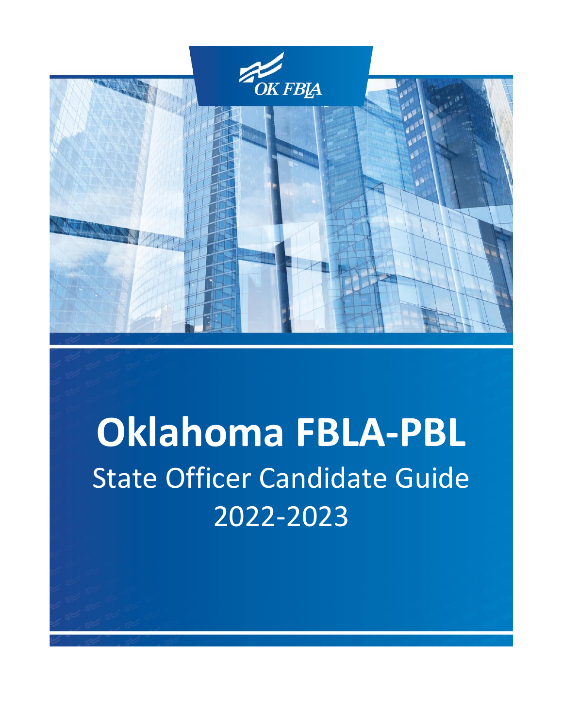OK FBLA

# Oklahoma FBLA-PBL

## State Officer Candidate Guide

## 2022-2023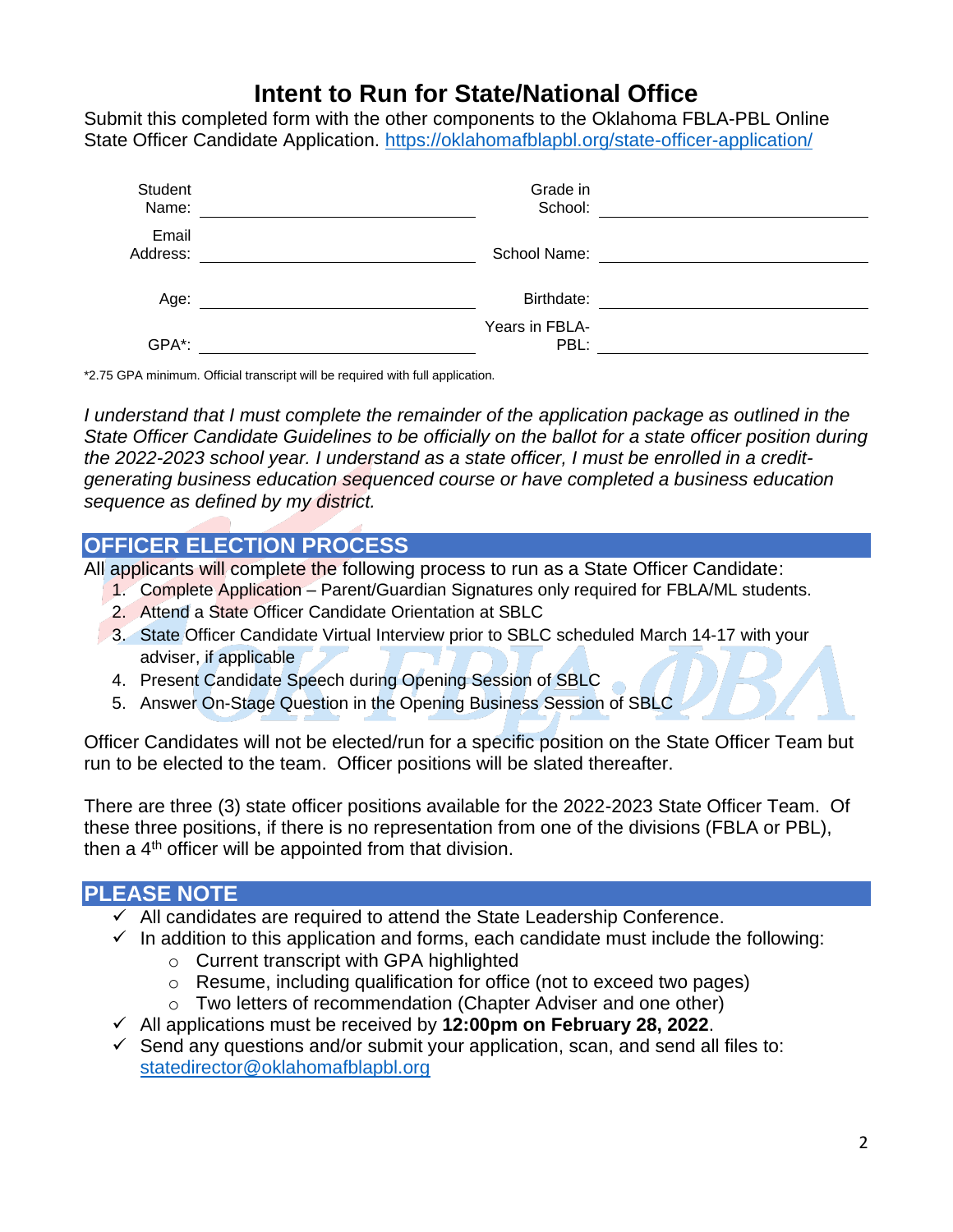# Intent to Run for State/National Office

Submit this completed form with the other components to the Oklahoma FBLA-PBL Online State Officer Candidate Application. https://oklahomafblapbl.org/state-officer-application/

| | | | |
|---|---|---|---|
| Student Name: | ____________________ | Grade in School: | ____________________ |
| Email Address: | ____________________ | School Name: | ____________________ |
| Age: | ____________________ | Birthdate: | ____________________ |
| GPA*: | ____________________ | Years in FBLA-PBL: | ____________________ |

*2.75 GPA minimum. Official transcript will be required with full application.

*I understand that I must complete the remainder of the application package as outlined in the State Officer Candidate Guidelines to be officially on the ballot for a state officer position during the 2022-2023 school year. I understand as a state officer, I must be enrolled in a credit-generating business education sequenced course or have completed a business education sequence as defined by my district.*

## OFFICER ELECTION PROCESS

All applicants will complete the following process to run as a State Officer Candidate:

1. Complete Application – Parent/Guardian Signatures only required for FBLA/ML students.
2. Attend a State Officer Candidate Orientation at SBLC
3. State Officer Candidate Virtual Interview prior to SBLC scheduled March 14-17 with your adviser, if applicable
4. Present Candidate Speech during Opening Session of SBLC
5. Answer On-Stage Question in the Opening Business Session of SBLC

Officer Candidates will not be elected/run for a specific position on the State Officer Team but run to be elected to the team. Officer positions will be slated thereafter.

There are three (3) state officer positions available for the 2022-2023 State Officer Team. Of these three positions, if there is no representation from one of the divisions (FBLA or PBL), then a 4th officer will be appointed from that division.

## PLEASE NOTE

- ✓ All candidates are required to attend the State Leadership Conference.
- ✓ In addition to this application and forms, each candidate must include the following:
  - Current transcript with GPA highlighted
  - Resume, including qualification for office (not to exceed two pages)
  - Two letters of recommendation (Chapter Adviser and one other)
- ✓ All applications must be received by **12:00pm on February 28, 2022**.
- ✓ Send any questions and/or submit your application, scan, and send all files to: statedirector@oklahomafblapbl.org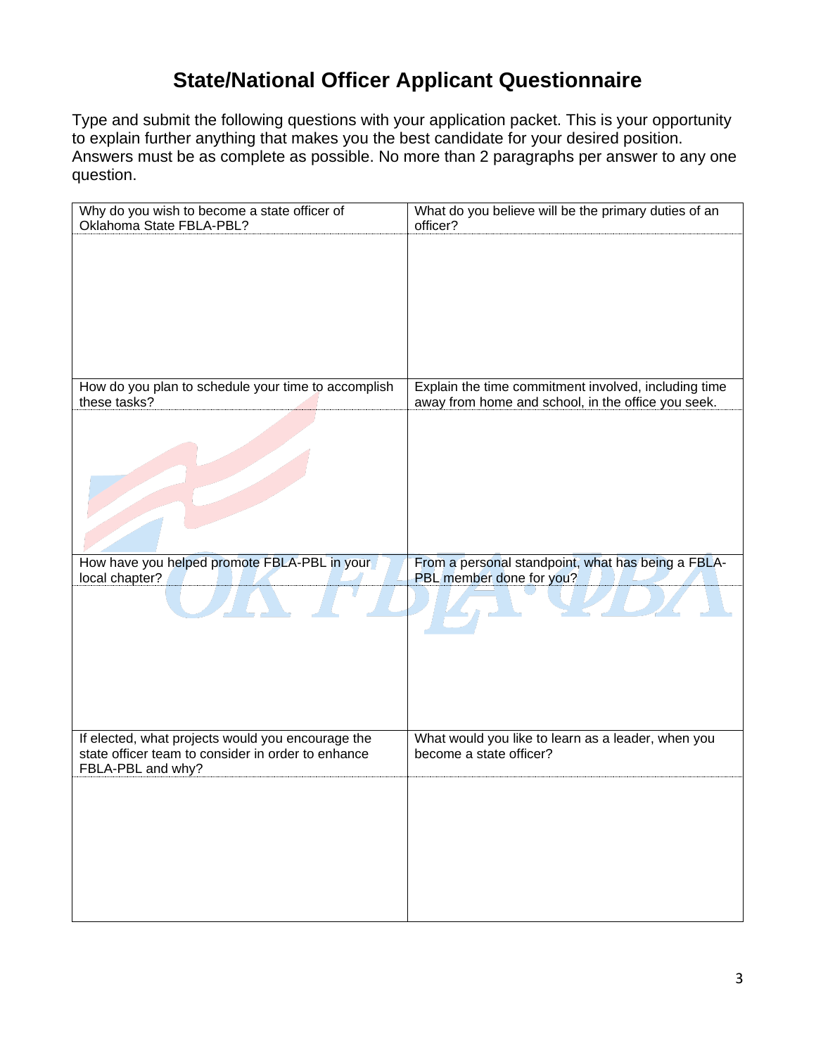# State/National Officer Applicant Questionnaire

Type and submit the following questions with your application packet. This is your opportunity to explain further anything that makes you the best candidate for your desired position. Answers must be as complete as possible. No more than 2 paragraphs per answer to any one question.

| Why do you wish to become a state officer of Oklahoma State FBLA-PBL? | What do you believe will be the primary duties of an officer? |
| --- | --- |
| | |
| **How do you plan to schedule your time to accomplish these tasks?** | **Explain the time commitment involved, including time away from home and school, in the office you seek.** |
| | |
| **How have you helped promote FBLA-PBL in your local chapter?** | **From a personal standpoint, what has being a FBLA-PBL member done for you?** |
| | |
| **If elected, what projects would you encourage the state officer team to consider in order to enhance FBLA-PBL and why?** | **What would you like to learn as a leader, when you become a state officer?** |
| | |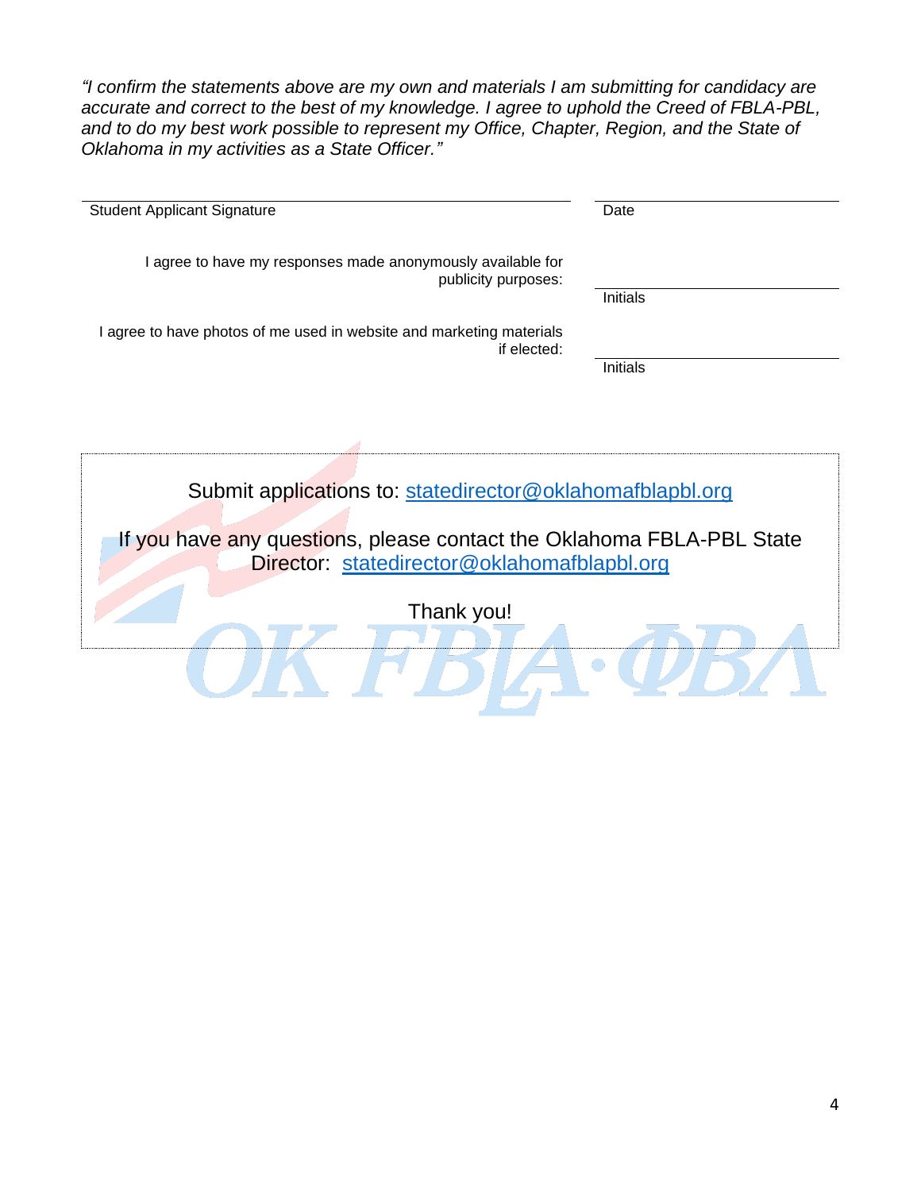*"I confirm the statements above are my own and materials I am submitting for candidacy are accurate and correct to the best of my knowledge. I agree to uphold the Creed of FBLA-PBL, and to do my best work possible to represent my Office, Chapter, Region, and the State of Oklahoma in my activities as a State Officer."*

| | |
|---|---|
| Student Applicant Signature | Date |
| I agree to have my responses made anonymously available for publicity purposes: | Initials |
| I agree to have photos of me used in website and marketing materials if elected: | Initials |

Submit applications to: [statedirector@oklahomafblapbl.org](mailto:statedirector@oklahomafblapbl.org)

If you have any questions, please contact the Oklahoma FBLA-PBL State Director: [statedirector@oklahomafblapbl.org](mailto:statedirector@oklahomafblapbl.org)

Thank you!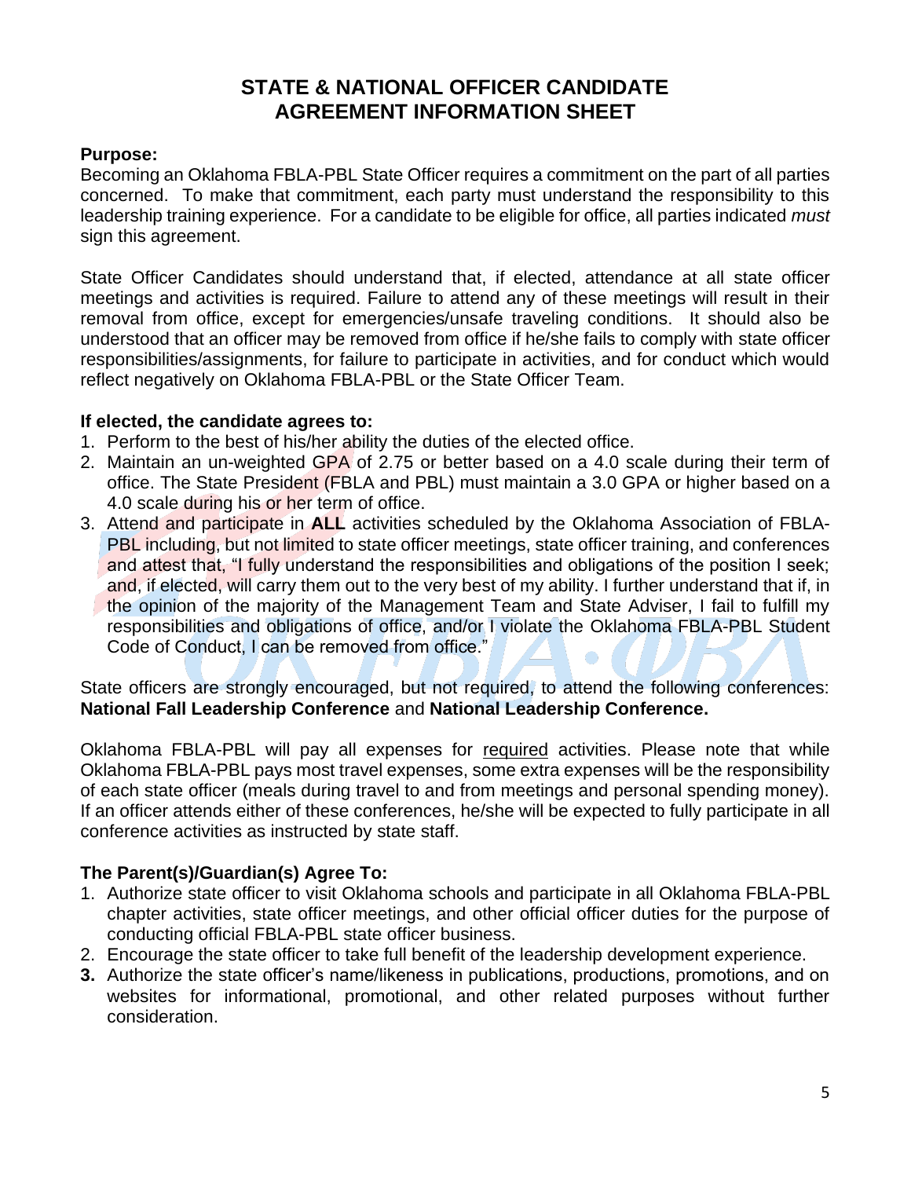# STATE & NATIONAL OFFICER CANDIDATE AGREEMENT INFORMATION SHEET

**Purpose:**
Becoming an Oklahoma FBLA-PBL State Officer requires a commitment on the part of all parties concerned. To make that commitment, each party must understand the responsibility to this leadership training experience. For a candidate to be eligible for office, all parties indicated *must* sign this agreement.

State Officer Candidates should understand that, if elected, attendance at all state officer meetings and activities is required. Failure to attend any of these meetings will result in their removal from office, except for emergencies/unsafe traveling conditions. It should also be understood that an officer may be removed from office if he/she fails to comply with state officer responsibilities/assignments, for failure to participate in activities, and for conduct which would reflect negatively on Oklahoma FBLA-PBL or the State Officer Team.

**If elected, the candidate agrees to:**

1. Perform to the best of his/her ability the duties of the elected office.
2. Maintain an un-weighted GPA of 2.75 or better based on a 4.0 scale during their term of office. The State President (FBLA and PBL) must maintain a 3.0 GPA or higher based on a 4.0 scale during his or her term of office.
3. Attend and participate in **ALL** activities scheduled by the Oklahoma Association of FBLA-PBL including, but not limited to state officer meetings, state officer training, and conferences and attest that, "I fully understand the responsibilities and obligations of the position I seek; and, if elected, will carry them out to the very best of my ability. I further understand that if, in the opinion of the majority of the Management Team and State Adviser, I fail to fulfill my responsibilities and obligations of office, and/or I violate the Oklahoma FBLA-PBL Student Code of Conduct, I can be removed from office."

State officers are strongly encouraged, but not required, to attend the following conferences: **National Fall Leadership Conference** and **National Leadership Conference.**

Oklahoma FBLA-PBL will pay all expenses for <u>required</u> activities. Please note that while Oklahoma FBLA-PBL pays most travel expenses, some extra expenses will be the responsibility of each state officer (meals during travel to and from meetings and personal spending money). If an officer attends either of these conferences, he/she will be expected to fully participate in all conference activities as instructed by state staff.

**The Parent(s)/Guardian(s) Agree To:**

1. Authorize state officer to visit Oklahoma schools and participate in all Oklahoma FBLA-PBL chapter activities, state officer meetings, and other official officer duties for the purpose of conducting official FBLA-PBL state officer business.
2. Encourage the state officer to take full benefit of the leadership development experience.
3. Authorize the state officer's name/likeness in publications, productions, promotions, and on websites for informational, promotional, and other related purposes without further consideration.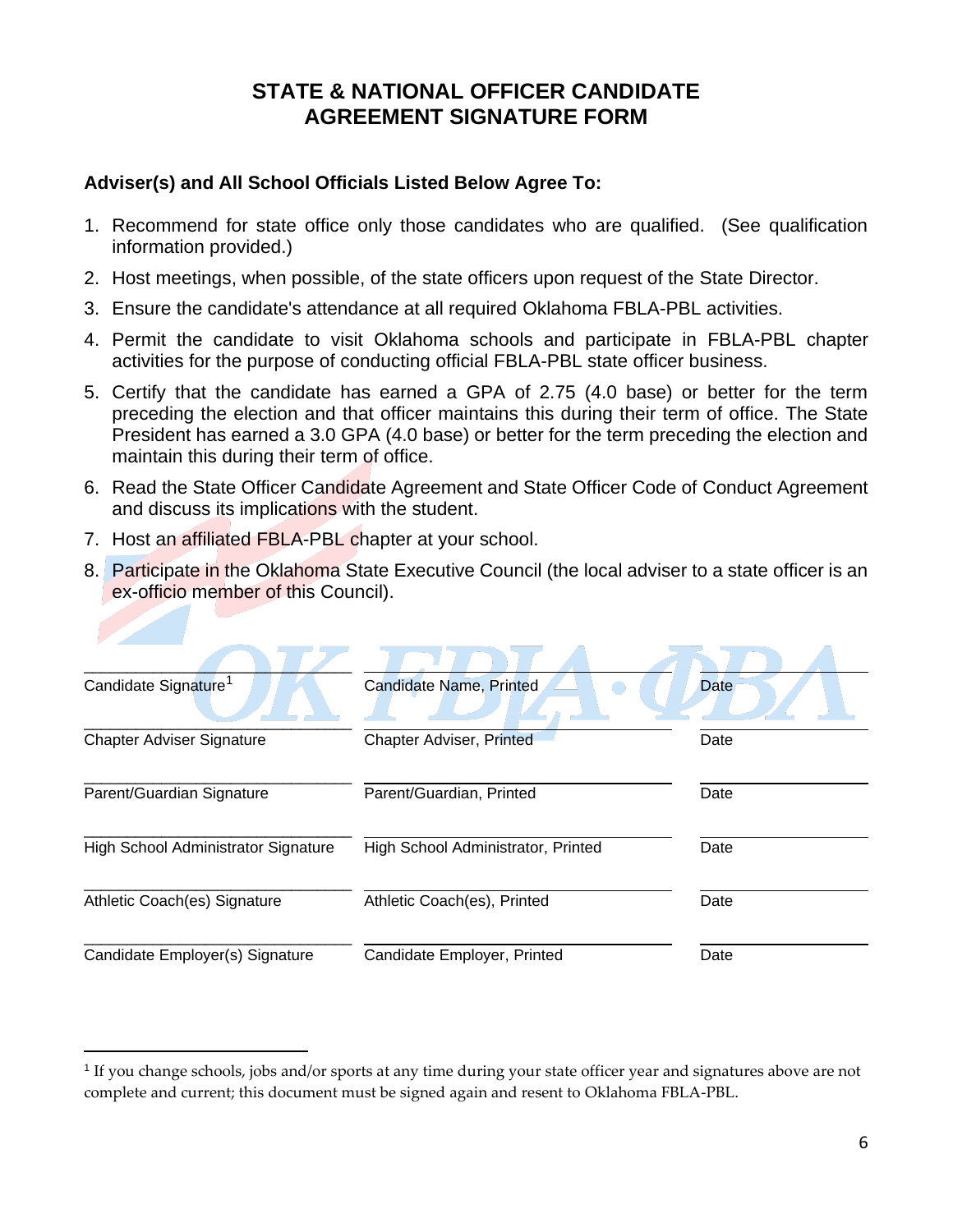# STATE & NATIONAL OFFICER CANDIDATE AGREEMENT SIGNATURE FORM

**Adviser(s) and All School Officials Listed Below Agree To:**

1. Recommend for state office only those candidates who are qualified. (See qualification information provided.)
2. Host meetings, when possible, of the state officers upon request of the State Director.
3. Ensure the candidate's attendance at all required Oklahoma FBLA-PBL activities.
4. Permit the candidate to visit Oklahoma schools and participate in FBLA-PBL chapter activities for the purpose of conducting official FBLA-PBL state officer business.
5. Certify that the candidate has earned a GPA of 2.75 (4.0 base) or better for the term preceding the election and that officer maintains this during their term of office. The State President has earned a 3.0 GPA (4.0 base) or better for the term preceding the election and maintain this during their term of office.
6. Read the State Officer Candidate Agreement and State Officer Code of Conduct Agreement and discuss its implications with the student.
7. Host an affiliated FBLA-PBL chapter at your school.
8. Participate in the Oklahoma State Executive Council (the local adviser to a state officer is an ex-officio member of this Council).

| Signature | Printed | Date |
|---|---|---|
| Candidate Signature[1] | Candidate Name, Printed | Date |
| Chapter Adviser Signature | Chapter Adviser, Printed | Date |
| Parent/Guardian Signature | Parent/Guardian, Printed | Date |
| High School Administrator Signature | High School Administrator, Printed | Date |
| Athletic Coach(es) Signature | Athletic Coach(es), Printed | Date |
| Candidate Employer(s) Signature | Candidate Employer, Printed | Date |

[1] If you change schools, jobs and/or sports at any time during your state officer year and signatures above are not complete and current; this document must be signed again and resent to Oklahoma FBLA-PBL.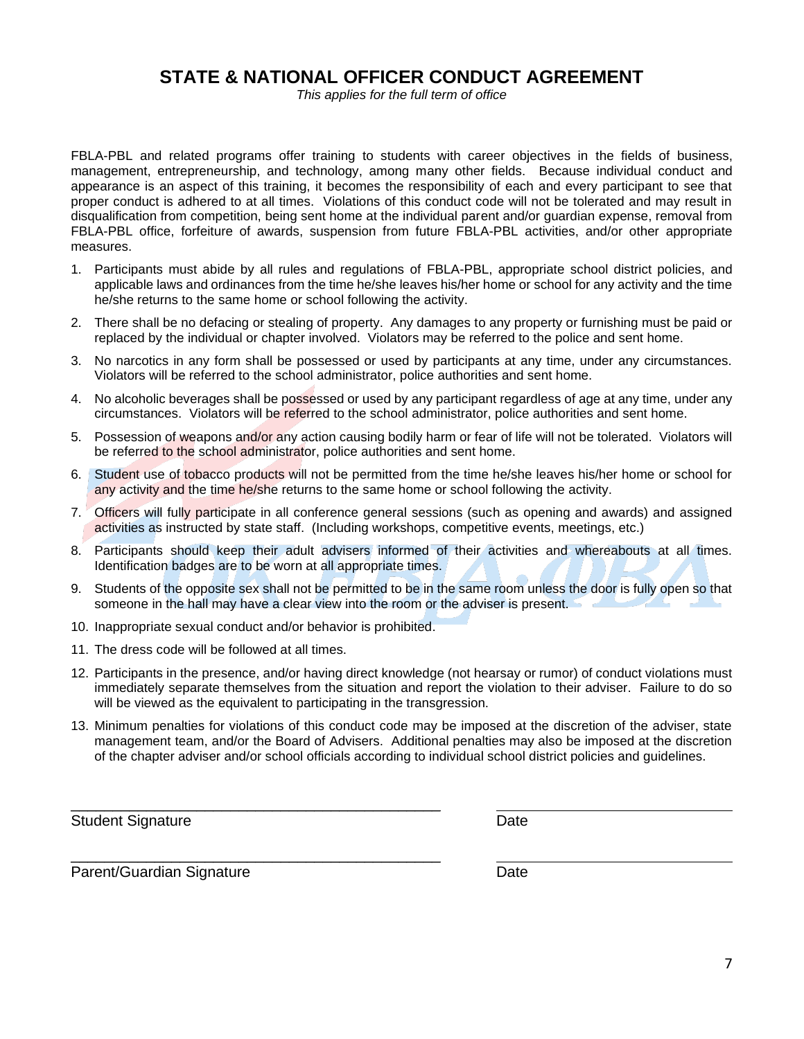# STATE & NATIONAL OFFICER CONDUCT AGREEMENT

*This applies for the full term of office*

FBLA-PBL and related programs offer training to students with career objectives in the fields of business, management, entrepreneurship, and technology, among many other fields. Because individual conduct and appearance is an aspect of this training, it becomes the responsibility of each and every participant to see that proper conduct is adhered to at all times. Violations of this conduct code will not be tolerated and may result in disqualification from competition, being sent home at the individual parent and/or guardian expense, removal from FBLA-PBL office, forfeiture of awards, suspension from future FBLA-PBL activities, and/or other appropriate measures.

1. Participants must abide by all rules and regulations of FBLA-PBL, appropriate school district policies, and applicable laws and ordinances from the time he/she leaves his/her home or school for any activity and the time he/she returns to the same home or school following the activity.
2. There shall be no defacing or stealing of property. Any damages to any property or furnishing must be paid or replaced by the individual or chapter involved. Violators may be referred to the police and sent home.
3. No narcotics in any form shall be possessed or used by participants at any time, under any circumstances. Violators will be referred to the school administrator, police authorities and sent home.
4. No alcoholic beverages shall be possessed or used by any participant regardless of age at any time, under any circumstances. Violators will be referred to the school administrator, police authorities and sent home.
5. Possession of weapons and/or any action causing bodily harm or fear of life will not be tolerated. Violators will be referred to the school administrator, police authorities and sent home.
6. Student use of tobacco products will not be permitted from the time he/she leaves his/her home or school for any activity and the time he/she returns to the same home or school following the activity.
7. Officers will fully participate in all conference general sessions (such as opening and awards) and assigned activities as instructed by state staff. (Including workshops, competitive events, meetings, etc.)
8. Participants should keep their adult advisers informed of their activities and whereabouts at all times. Identification badges are to be worn at all appropriate times.
9. Students of the opposite sex shall not be permitted to be in the same room unless the door is fully open so that someone in the hall may have a clear view into the room or the adviser is present.
10. Inappropriate sexual conduct and/or behavior is prohibited.
11. The dress code will be followed at all times.
12. Participants in the presence, and/or having direct knowledge (not hearsay or rumor) of conduct violations must immediately separate themselves from the situation and report the violation to their adviser. Failure to do so will be viewed as the equivalent to participating in the transgression.
13. Minimum penalties for violations of this conduct code may be imposed at the discretion of the adviser, state management team, and/or the Board of Advisers. Additional penalties may also be imposed at the discretion of the chapter adviser and/or school officials according to individual school district policies and guidelines.

_______________________________________________ &nbsp;&nbsp;&nbsp; ______________________________
Student Signature &nbsp;&nbsp;&nbsp; Date

_______________________________________________ &nbsp;&nbsp;&nbsp; ______________________________
Parent/Guardian Signature &nbsp;&nbsp;&nbsp; Date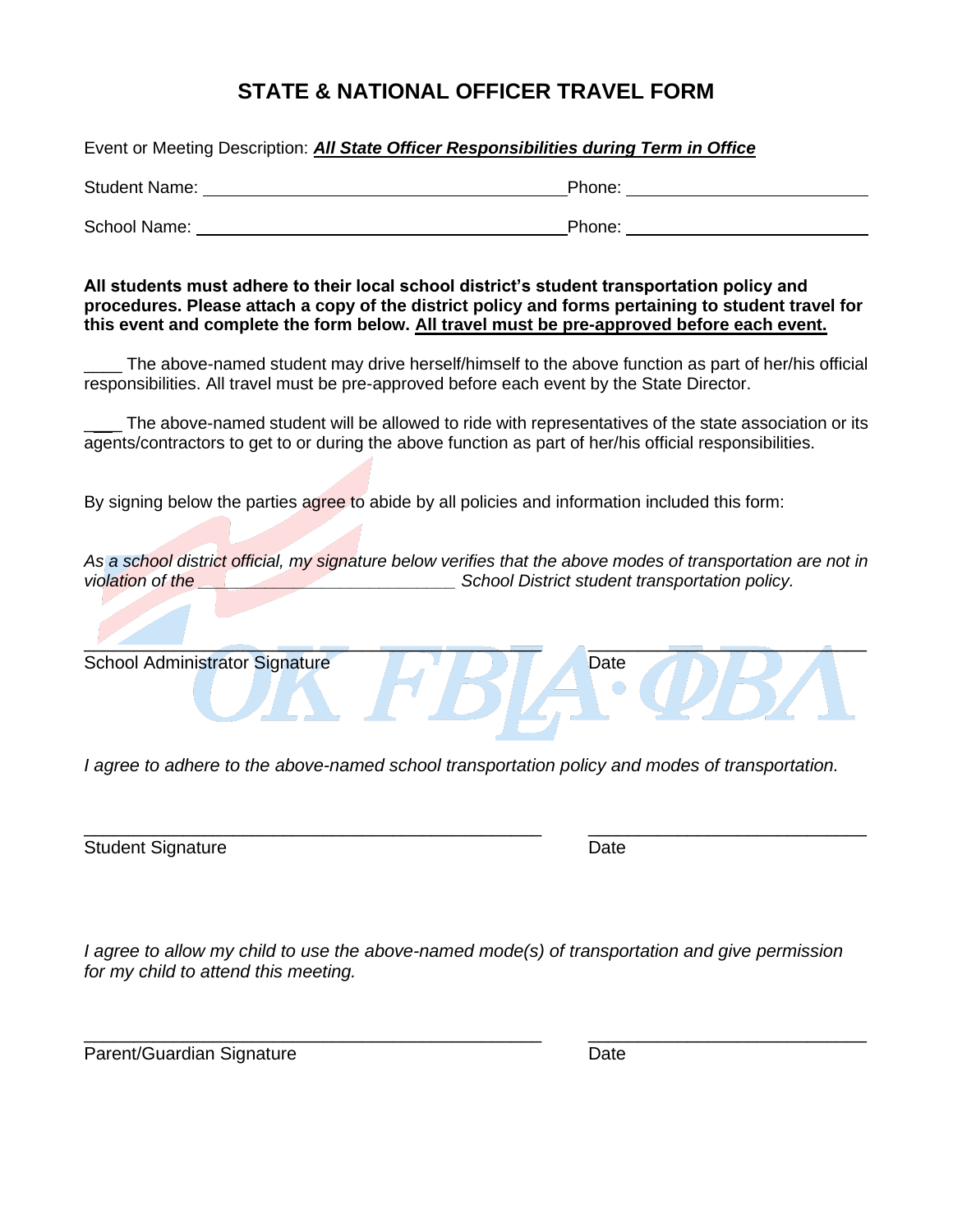# STATE & NATIONAL OFFICER TRAVEL FORM

Event or Meeting Description: ***<u>All State Officer Responsibilities during Term in Office</u>***

Student Name: ________________________________________ Phone: ___________________________

School Name: ________________________________________ Phone: ___________________________

**All students must adhere to their local school district's student transportation policy and procedures. Please attach a copy of the district policy and forms pertaining to student travel for this event and complete the form below. <u>All travel must be pre-approved before each event.</u>**

____ The above-named student may drive herself/himself to the above function as part of her/his official responsibilities. All travel must be pre-approved before each event by the State Director.

____ The above-named student will be allowed to ride with representatives of the state association or its agents/contractors to get to or during the above function as part of her/his official responsibilities.

By signing below the parties agree to abide by all policies and information included this form:

*As a school district official, my signature below verifies that the above modes of transportation are not in violation of the __________________________ School District student transportation policy.*

_______________________________________________ ____________________________

School Administrator Signature Date

*I agree to adhere to the above-named school transportation policy and modes of transportation.*

_______________________________________________ ____________________________

Student Signature Date

*I agree to allow my child to use the above-named mode(s) of transportation and give permission for my child to attend this meeting.*

_______________________________________________ ____________________________

Parent/Guardian Signature Date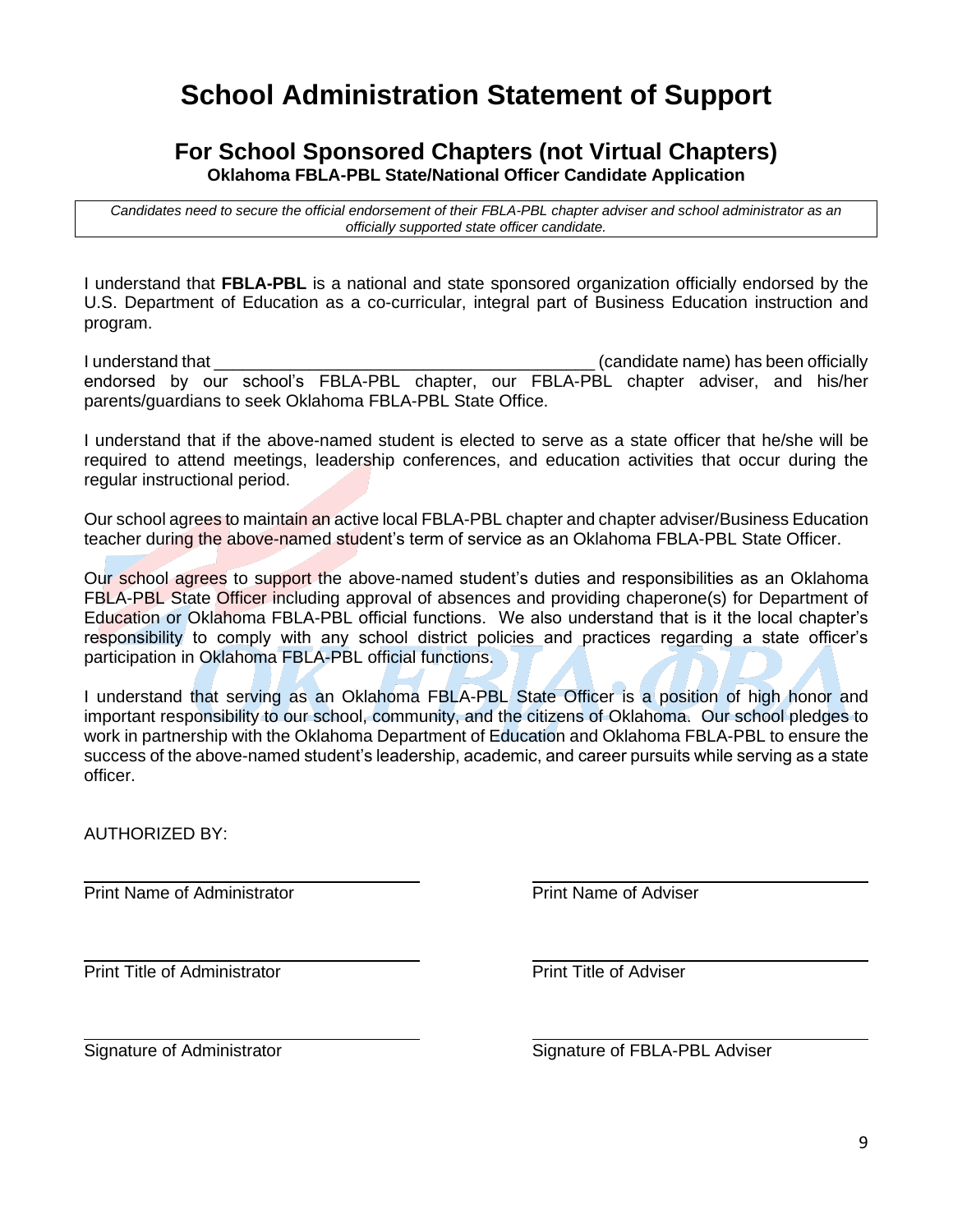# School Administration Statement of Support

## For School Sponsored Chapters (not Virtual Chapters)

**Oklahoma FBLA-PBL State/National Officer Candidate Application**

*Candidates need to secure the official endorsement of their FBLA-PBL chapter adviser and school administrator as an officially supported state officer candidate.*

I understand that **FBLA-PBL** is a national and state sponsored organization officially endorsed by the U.S. Department of Education as a co-curricular, integral part of Business Education instruction and program.

I understand that ________________________________________ (candidate name) has been officially endorsed by our school's FBLA-PBL chapter, our FBLA-PBL chapter adviser, and his/her parents/guardians to seek Oklahoma FBLA-PBL State Office.

I understand that if the above-named student is elected to serve as a state officer that he/she will be required to attend meetings, leadership conferences, and education activities that occur during the regular instructional period.

Our school agrees to maintain an active local FBLA-PBL chapter and chapter adviser/Business Education teacher during the above-named student's term of service as an Oklahoma FBLA-PBL State Officer.

Our school agrees to support the above-named student's duties and responsibilities as an Oklahoma FBLA-PBL State Officer including approval of absences and providing chaperone(s) for Department of Education or Oklahoma FBLA-PBL official functions. We also understand that is it the local chapter's responsibility to comply with any school district policies and practices regarding a state officer's participation in Oklahoma FBLA-PBL official functions.

I understand that serving as an Oklahoma FBLA-PBL State Officer is a position of high honor and important responsibility to our school, community, and the citizens of Oklahoma. Our school pledges to work in partnership with the Oklahoma Department of Education and Oklahoma FBLA-PBL to ensure the success of the above-named student's leadership, academic, and career pursuits while serving as a state officer.

AUTHORIZED BY:

_______________________________
Print Name of Administrator

_______________________________
Print Name of Adviser

_______________________________
Print Title of Administrator

_______________________________
Print Title of Adviser

_______________________________
Signature of Administrator

_______________________________
Signature of FBLA-PBL Adviser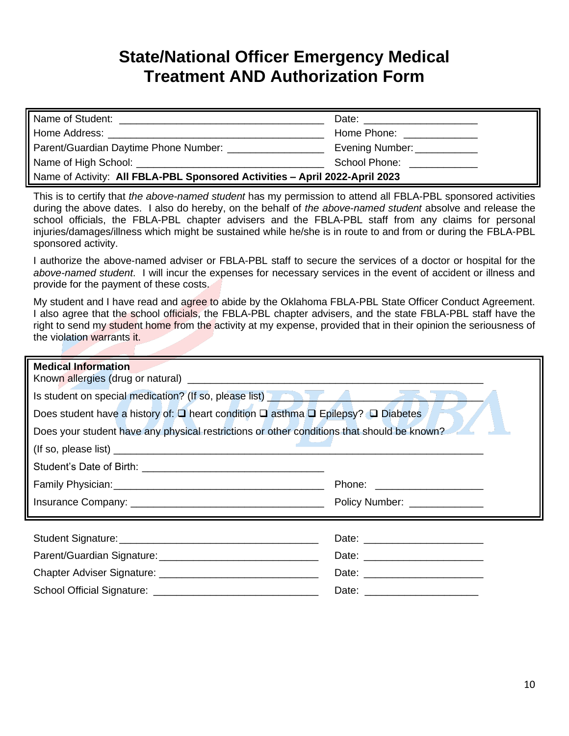# State/National Officer Emergency Medical Treatment AND Authorization Form

Name of Student: ___________________________________ Date: ____________________

Home Address: ______________________________________ Home Phone: _____________

Parent/Guardian Daytime Phone Number: ________________ Evening Number: ___________

Name of High School: _________________________________ School Phone: ____________

Name of Activity: **All FBLA-PBL Sponsored Activities – April 2022-April 2023**

This is to certify that *the above-named student* has my permission to attend all FBLA-PBL sponsored activities during the above dates. I also do hereby, on the behalf of *the above-named student* absolve and release the school officials, the FBLA-PBL chapter advisers and the FBLA-PBL staff from any claims for personal injuries/damages/illness which might be sustained while he/she is in route to and from or during the FBLA-PBL sponsored activity.

I authorize the above-named adviser or FBLA-PBL staff to secure the services of a doctor or hospital for the *above-named student*. I will incur the expenses for necessary services in the event of accident or illness and provide for the payment of these costs.

My student and I have read and agree to abide by the Oklahoma FBLA-PBL State Officer Conduct Agreement. I also agree that the school officials, the FBLA-PBL chapter advisers, and the state FBLA-PBL staff have the right to send my student home from the activity at my expense, provided that in their opinion the seriousness of the violation warrants it.

**Medical Information**

Known allergies (drug or natural) ____________________________________________________

Is student on special medication? (If so, please list) _____________________________________

Does student have a history of: ❑ heart condition ❑ asthma ❑ Epilepsy? ❑ Diabetes

Does your student have any physical restrictions or other conditions that should be known?

(If so, please list) ________________________________________________________________

Student's Date of Birth: _______________________________

Family Physician: _____________________________________ Phone: ___________________

Insurance Company: ___________________________________ Policy Number: _____________

Student Signature: __________________________________ Date: _____________________

Parent/Guardian Signature: ___________________________ Date: _____________________

Chapter Adviser Signature: ___________________________ Date: _____________________

School Official Signature: ____________________________ Date: ____________________